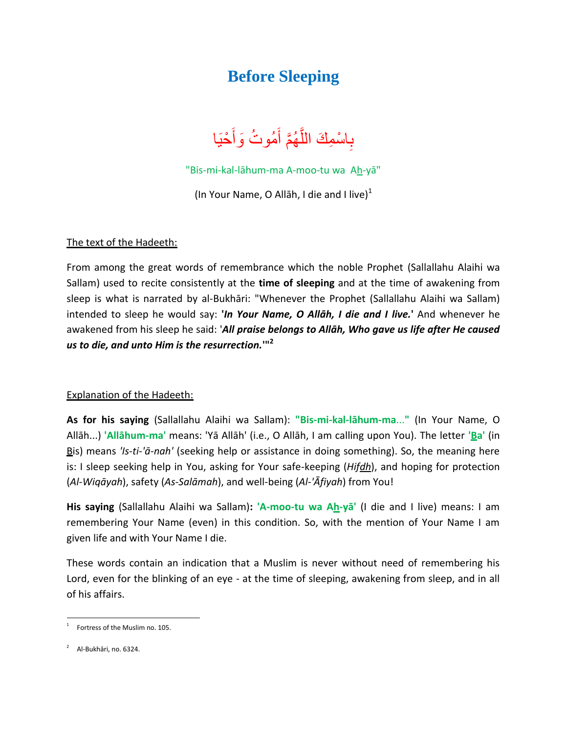# Before Sleeping

بِاسْمِكَ اللَّهُمَّ أَمُوتُ وَأَحْيَا

"Bis-mi-kal-lāhum-ma A-moo-tu wa A<u>h</u>-yā"

(In Your Name, O Allāh, I die and I live)[1]

<u>The text of the Hadeeth:</u>

From among the great words of remembrance which the noble Prophet (Sallallahu Alaihi wa Sallam) used to recite consistently at the **time of sleeping** and at the time of awakening from sleep is what is narrated by al-Bukhāri: "Whenever the Prophet (Sallallahu Alaihi wa Sallam) intended to sleep he would say: **'*In Your Name, O Allāh, I die and I live.*'** And whenever he awakened from his sleep he said: '***All praise belongs to Allāh, Who gave us life after He caused us to die, and unto Him is the resurrection.*'"**[2]

<u>Explanation of the Hadeeth:</u>

**As for his saying** (Sallallahu Alaihi wa Sallam): **"Bis-mi-kal-lāhum-ma..."** (In Your Name, O Allāh...) **'Allāhum-ma'** means: 'Yā Allāh' (i.e., O Allāh, I am calling upon You). The letter **'<u>B</u>a'** (in <u>B</u>is) means *'Is-ti-'ā-nah'* (seeking help or assistance in doing something). So, the meaning here is: I sleep seeking help in You, asking for Your safe-keeping (*Hif<u>dh</u>*), and hoping for protection (*Al-Wiqāyah*), safety (*As-Salāmah*), and well-being (*Al-'Āfiyah*) from You!

**His saying** (Sallallahu Alaihi wa Sallam)**:** **'A-moo-tu wa A<u>h</u>-yā'** (I die and I live) means: I am remembering Your Name (even) in this condition. So, with the mention of Your Name I am given life and with Your Name I die.

These words contain an indication that a Muslim is never without need of remembering his Lord, even for the blinking of an eye - at the time of sleeping, awakening from sleep, and in all of his affairs.

---

[1] Fortress of the Muslim no. 105.

[2] Al-Bukhāri, no. 6324.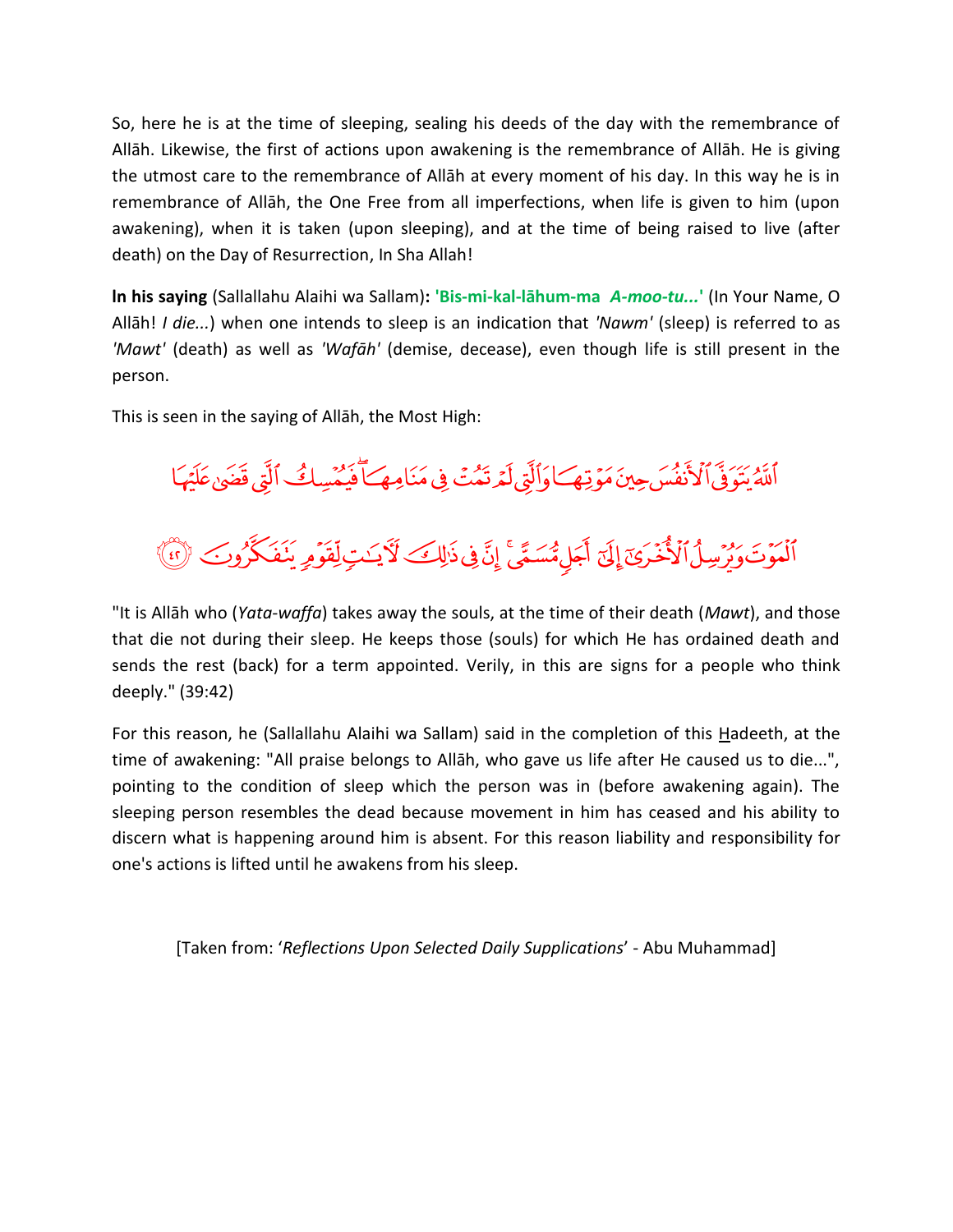So, here he is at the time of sleeping, sealing his deeds of the day with the remembrance of Allāh. Likewise, the first of actions upon awakening is the remembrance of Allāh. He is giving the utmost care to the remembrance of Allāh at every moment of his day. In this way he is in remembrance of Allāh, the One Free from all imperfections, when life is given to him (upon awakening), when it is taken (upon sleeping), and at the time of being raised to live (after death) on the Day of Resurrection, In Sha Allah!

**In his saying** (Sallallahu Alaihi wa Sallam)**:** **'Bis-mi-kal-lāhum-ma *A-moo-tu...*'** (In Your Name, O Allāh! *I die...*) when one intends to sleep is an indication that *'Nawm'* (sleep) is referred to as *'Mawt'* (death) as well as *'Wafāh'* (demise, decease), even though life is still present in the person.

This is seen in the saying of Allāh, the Most High:

ٱللَّهُ يَتَوَفَّى ٱلْأَنفُسَ حِينَ مَوْتِهَا وَٱلَّتِى لَمْ تَمُتْ فِى مَنَامِهَا ۖ فَيُمْسِكُ ٱلَّتِى قَضَىٰ عَلَيْهَا ٱلْمَوْتَ وَيُرْسِلُ ٱلْأُخْرَىٰٓ إِلَىٰٓ أَجَلٍ مُّسَمًّى ۚ إِنَّ فِى ذَٰلِكَ لَءَايَـٰتٍ لِّقَوْمٍ يَتَفَكَّرُونَ ﴿٤٢﴾

"It is Allāh who (*Yata-waffa*) takes away the souls, at the time of their death (*Mawt*), and those that die not during their sleep. He keeps those (souls) for which He has ordained death and sends the rest (back) for a term appointed. Verily, in this are signs for a people who think deeply." (39:42)

For this reason, he (Sallallahu Alaihi wa Sallam) said in the completion of this Hadeeth, at the time of awakening: "All praise belongs to Allāh, who gave us life after He caused us to die...", pointing to the condition of sleep which the person was in (before awakening again). The sleeping person resembles the dead because movement in him has ceased and his ability to discern what is happening around him is absent. For this reason liability and responsibility for one's actions is lifted until he awakens from his sleep.

[Taken from: '*Reflections Upon Selected Daily Supplications*' - Abu Muhammad]